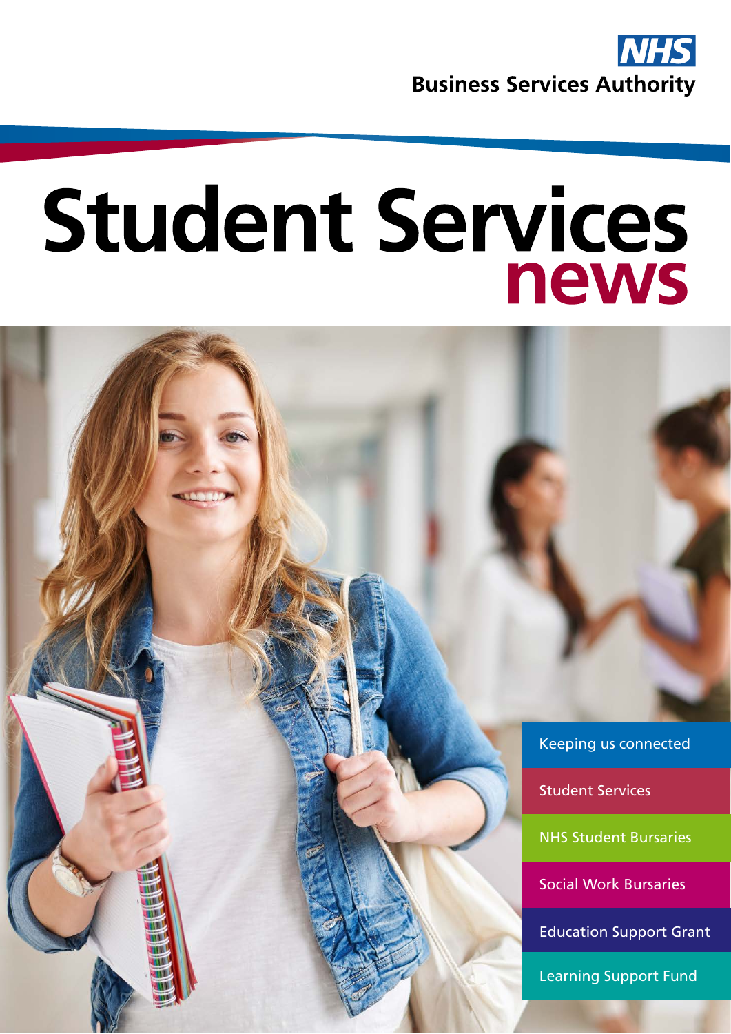NHS Business Services Authority

# Student Services news

- Keeping us connected
- Student Services
- NHS Student Bursaries
- Social Work Bursaries
- Education Support Grant
- Learning Support Fund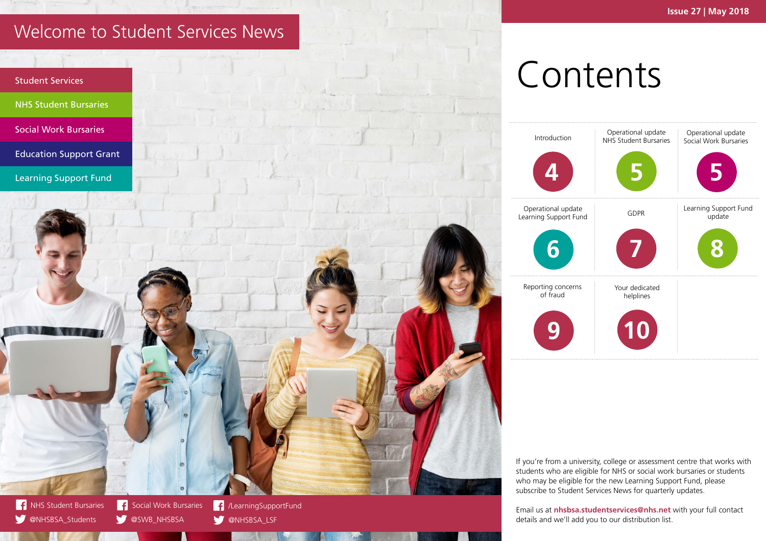# Welcome to Student Services News

- Student Services
- NHS Student Bursaries
- Social Work Bursaries
- Education Support Grant
- Learning Support Fund

NHS Student Bursaries | Social Work Bursaries | /LearningSupportFund

@NHSBSA_Students | @SWB_NHSBSA | @NHSBSA_LSF

Issue 27 | May 2018

# Contents

| Section | Page |
|---|---|
| Introduction | 4 |
| Operational update NHS Student Bursaries | 5 |
| Operational update Social Work Bursaries | 5 |
| Operational update Learning Support Fund | 6 |
| GDPR | 7 |
| Learning Support Fund update | 8 |
| Reporting concerns of fraud | 9 |
| Your dedicated helplines | 10 |

If you're from a university, college or assessment centre that works with students who are eligible for NHS or social work bursaries or students who may be eligible for the new Learning Support Fund, please subscribe to Student Services News for quarterly updates.

Email us at **nhsbsa.studentservices@nhs.net** with your full contact details and we'll add you to our distribution list.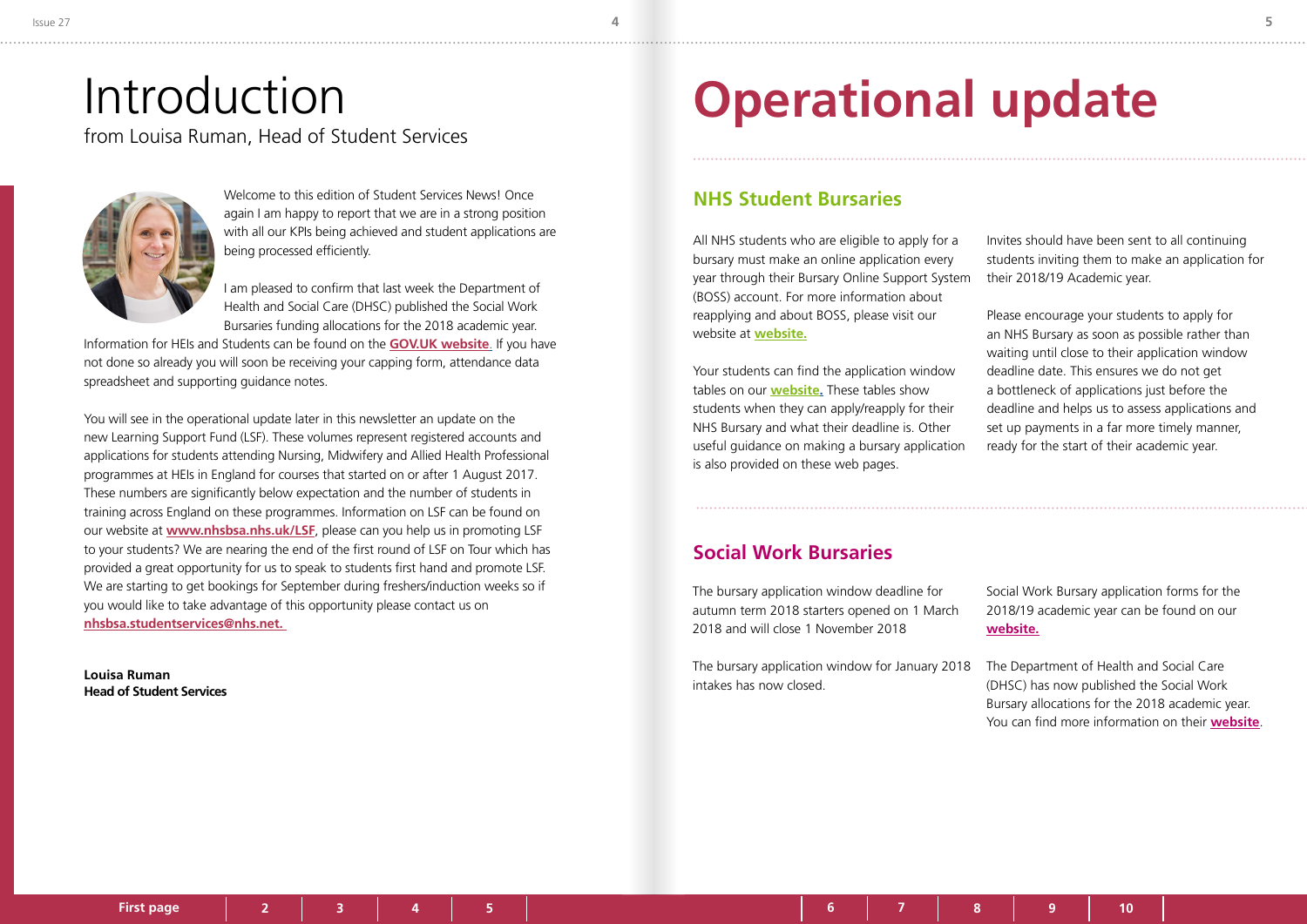# Introduction

from Louisa Ruman, Head of Student Services

Welcome to this edition of Student Services News! Once again I am happy to report that we are in a strong position with all our KPIs being achieved and student applications are being processed efficiently.

I am pleased to confirm that last week the Department of Health and Social Care (DHSC) published the Social Work Bursaries funding allocations for the 2018 academic year. Information for HEIs and Students can be found on the **GOV.UK website**. If you have not done so already you will soon be receiving your capping form, attendance data spreadsheet and supporting guidance notes.

You will see in the operational update later in this newsletter an update on the new Learning Support Fund (LSF). These volumes represent registered accounts and applications for students attending Nursing, Midwifery and Allied Health Professional programmes at HEIs in England for courses that started on or after 1 August 2017. These numbers are significantly below expectation and the number of students in training across England on these programmes. Information on LSF can be found on our website at **www.nhsbsa.nhs.uk/LSF**, please can you help us in promoting LSF to your students? We are nearing the end of the first round of LSF on Tour which has provided a great opportunity for us to speak to students first hand and promote LSF. We are starting to get bookings for September during freshers/induction weeks so if you would like to take advantage of this opportunity please contact us on **nhsbsa.studentservices@nhs.net.**

**Louisa Ruman**
**Head of Student Services**

# Operational update

## NHS Student Bursaries

All NHS students who are eligible to apply for a bursary must make an online application every year through their Bursary Online Support System (BOSS) account. For more information about reapplying and about BOSS, please visit our website at **website.**

Your students can find the application window tables on our **website.** These tables show students when they can apply/reapply for their NHS Bursary and what their deadline is. Other useful guidance on making a bursary application is also provided on these web pages.

Invites should have been sent to all continuing students inviting them to make an application for their 2018/19 Academic year.

Please encourage your students to apply for an NHS Bursary as soon as possible rather than waiting until close to their application window deadline date. This ensures we do not get a bottleneck of applications just before the deadline and helps us to assess applications and set up payments in a far more timely manner, ready for the start of their academic year.

## Social Work Bursaries

The bursary application window deadline for autumn term 2018 starters opened on 1 March 2018 and will close 1 November 2018

The bursary application window for January 2018 intakes has now closed.

Social Work Bursary application forms for the 2018/19 academic year can be found on our **website.**

The Department of Health and Social Care (DHSC) has now published the Social Work Bursary allocations for the 2018 academic year. You can find more information on their **website**.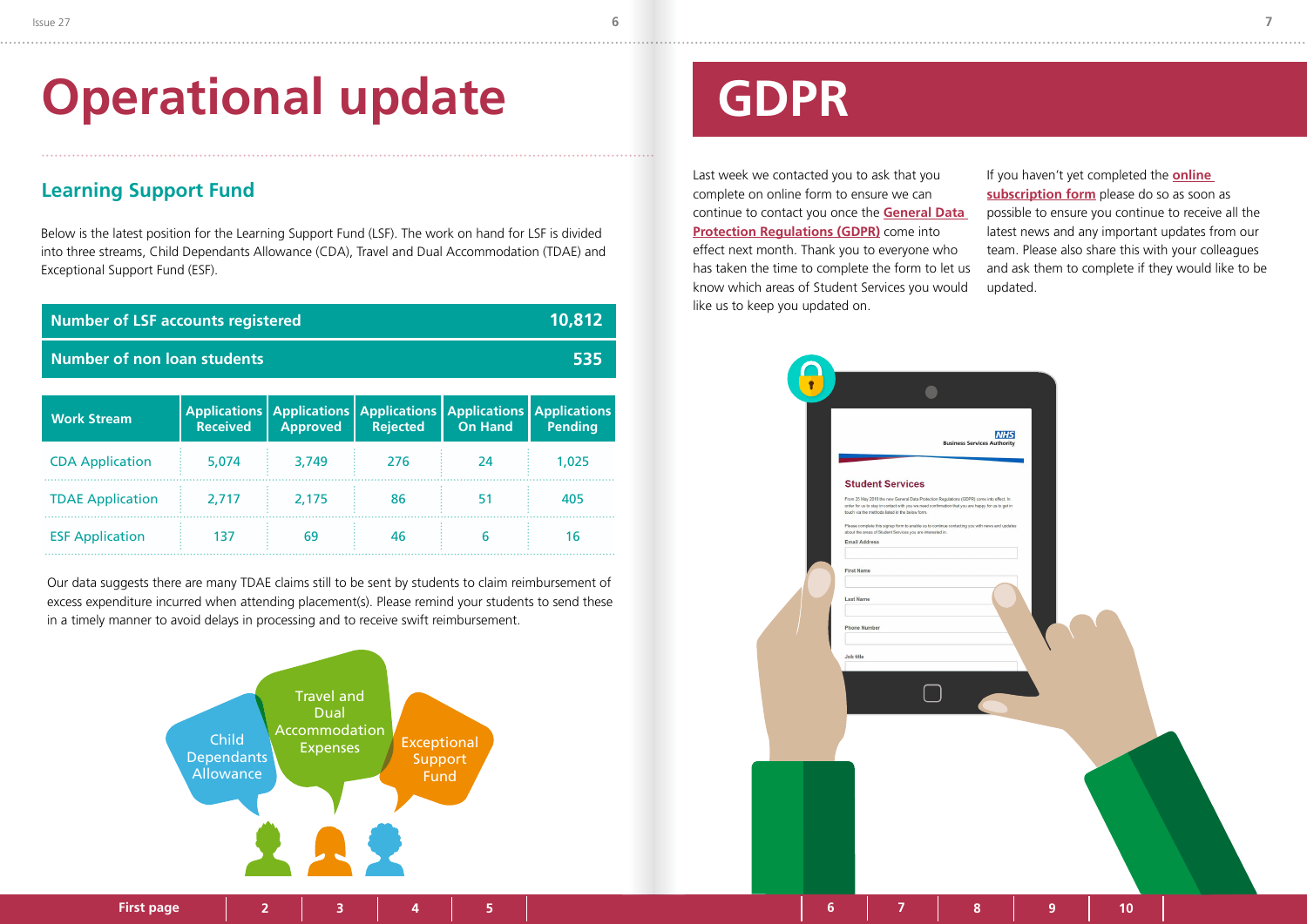# Operational update

## Learning Support Fund

Below is the latest position for the Learning Support Fund (LSF). The work on hand for LSF is divided into three streams, Child Dependants Allowance (CDA), Travel and Dual Accommodation (TDAE) and Exceptional Support Fund (ESF).

| Number of LSF accounts registered | 10,812 |
|---|---|
| Number of non loan students | 535 |

| Work Stream | Applications Received | Applications Approved | Applications Rejected | Applications On Hand | Applications Pending |
|---|---|---|---|---|---|
| CDA Application | 5,074 | 3,749 | 276 | 24 | 1,025 |
| TDAE Application | 2,717 | 2,175 | 86 | 51 | 405 |
| ESF Application | 137 | 69 | 46 | 6 | 16 |

Our data suggests there are many TDAE claims still to be sent by students to claim reimbursement of excess expenditure incurred when attending placement(s). Please remind your students to send these in a timely manner to avoid delays in processing and to receive swift reimbursement.

Child Dependants Allowance

Travel and Dual Accommodation Expenses

Exceptional Support Fund

# GDPR

Last week we contacted you to ask that you complete on online form to ensure we can continue to contact you once the **General Data Protection Regulations (GDPR)** come into effect next month. Thank you to everyone who has taken the time to complete the form to let us know which areas of Student Services you would like us to keep you updated on.

If you haven't yet completed the **online subscription form** please do so as soon as possible to ensure you continue to receive all the latest news and any important updates from our team. Please also share this with your colleagues and ask them to complete if they would like to be updated.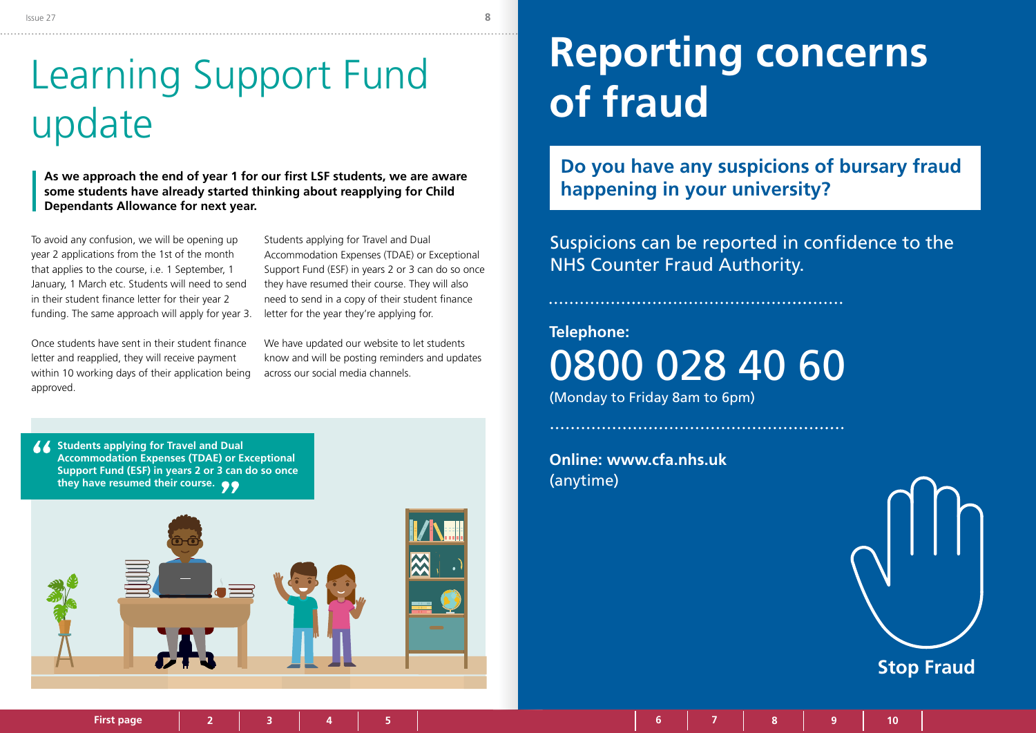# Learning Support Fund update

**As we approach the end of year 1 for our first LSF students, we are aware some students have already started thinking about reapplying for Child Dependants Allowance for next year.**

To avoid any confusion, we will be opening up year 2 applications from the 1st of the month that applies to the course, i.e. 1 September, 1 January, 1 March etc. Students will need to send in their student finance letter for their year 2 funding. The same approach will apply for year 3.

Once students have sent in their student finance letter and reapplied, they will receive payment within 10 working days of their application being approved.

Students applying for Travel and Dual Accommodation Expenses (TDAE) or Exceptional Support Fund (ESF) in years 2 or 3 can do so once they have resumed their course. They will also need to send in a copy of their student finance letter for the year they're applying for.

We have updated our website to let students know and will be posting reminders and updates across our social media channels.

> **"Students applying for Travel and Dual Accommodation Expenses (TDAE) or Exceptional Support Fund (ESF) in years 2 or 3 can do so once they have resumed their course."**

# Reporting concerns of fraud

**Do you have any suspicions of bursary fraud happening in your university?**

Suspicions can be reported in confidence to the NHS Counter Fraud Authority.

**Telephone:**

0800 028 40 60

(Monday to Friday 8am to 6pm)

**Online: www.cfa.nhs.uk**
(anytime)

**Stop Fraud**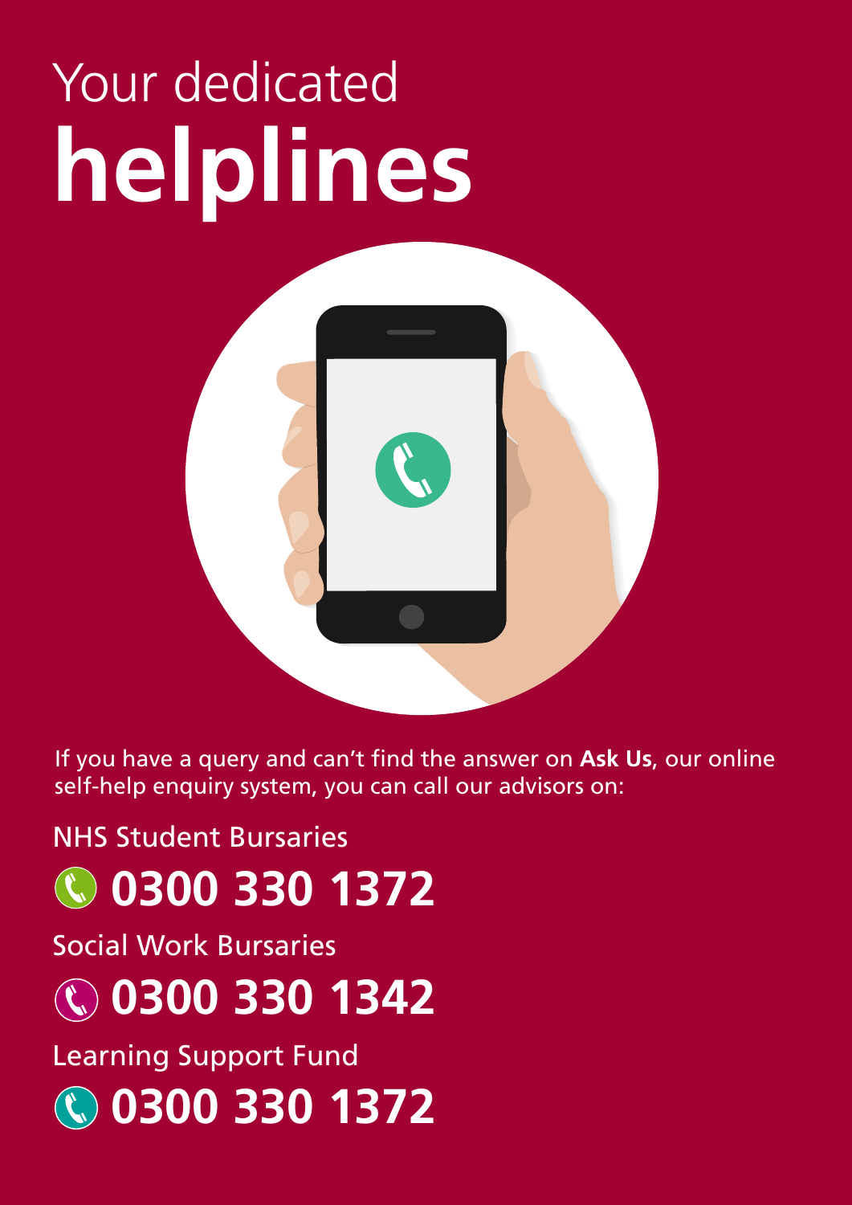# Your dedicated **helplines**

If you have a query and can't find the answer on **Ask Us**, our online self-help enquiry system, you can call our advisors on:

NHS Student Bursaries

**0300 330 1372**

Social Work Bursaries

**0300 330 1342**

Learning Support Fund

**0300 330 1372**